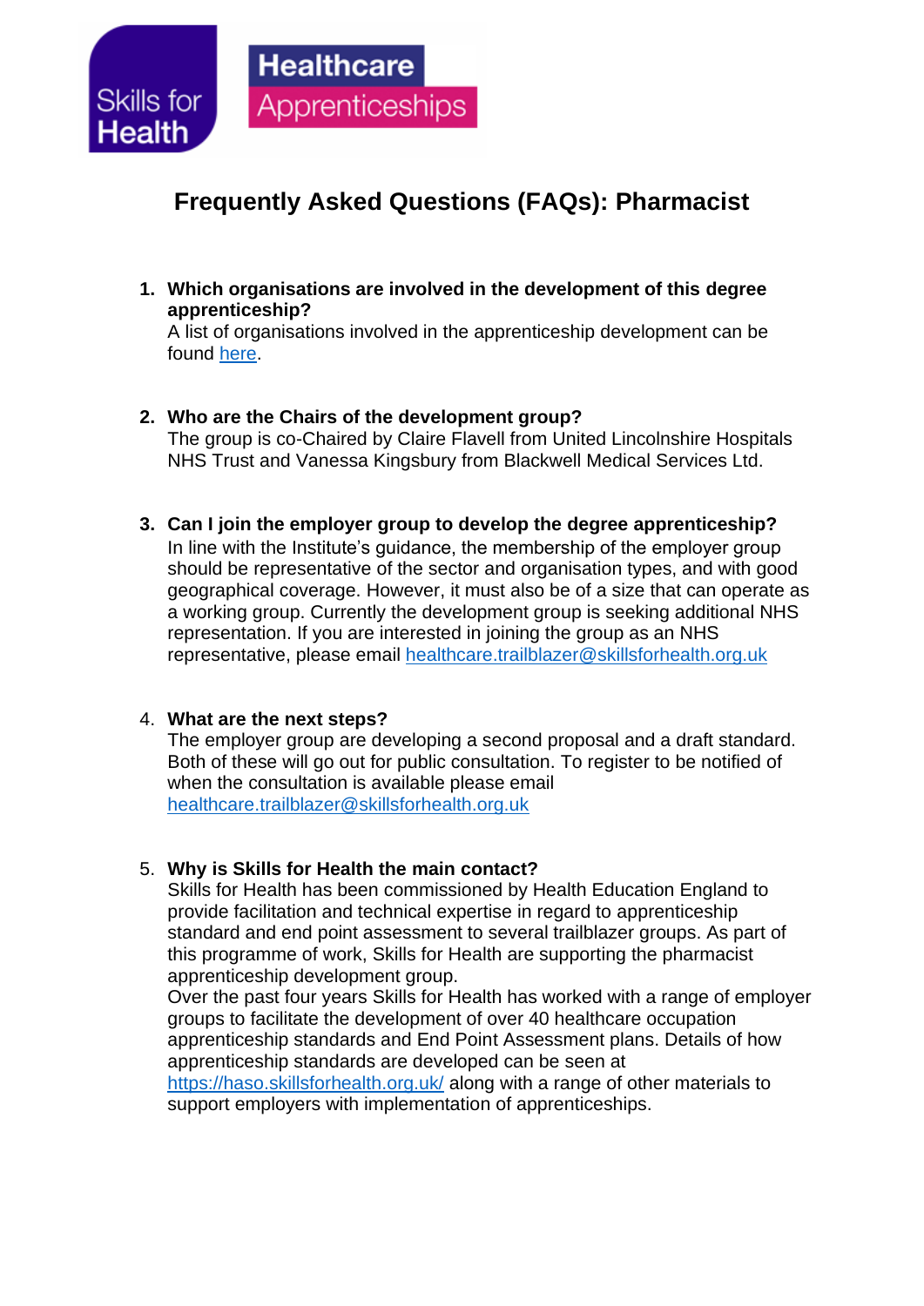Skills for Health

Healthcare Apprenticeships

# Frequently Asked Questions (FAQs): Pharmacist

1. **Which organisations are involved in the development of this degree apprenticeship?**
   A list of organisations involved in the apprenticeship development can be found here.

2. **Who are the Chairs of the development group?**
   The group is co-Chaired by Claire Flavell from United Lincolnshire Hospitals NHS Trust and Vanessa Kingsbury from Blackwell Medical Services Ltd.

3. **Can I join the employer group to develop the degree apprenticeship?**
   In line with the Institute's guidance, the membership of the employer group should be representative of the sector and organisation types, and with good geographical coverage. However, it must also be of a size that can operate as a working group. Currently the development group is seeking additional NHS representation. If you are interested in joining the group as an NHS representative, please email healthcare.trailblazer@skillsforhealth.org.uk

4. **What are the next steps?**
   The employer group are developing a second proposal and a draft standard. Both of these will go out for public consultation. To register to be notified of when the consultation is available please email healthcare.trailblazer@skillsforhealth.org.uk

5. **Why is Skills for Health the main contact?**
   Skills for Health has been commissioned by Health Education England to provide facilitation and technical expertise in regard to apprenticeship standard and end point assessment to several trailblazer groups. As part of this programme of work, Skills for Health are supporting the pharmacist apprenticeship development group.
   Over the past four years Skills for Health has worked with a range of employer groups to facilitate the development of over 40 healthcare occupation apprenticeship standards and End Point Assessment plans. Details of how apprenticeship standards are developed can be seen at https://haso.skillsforhealth.org.uk/ along with a range of other materials to support employers with implementation of apprenticeships.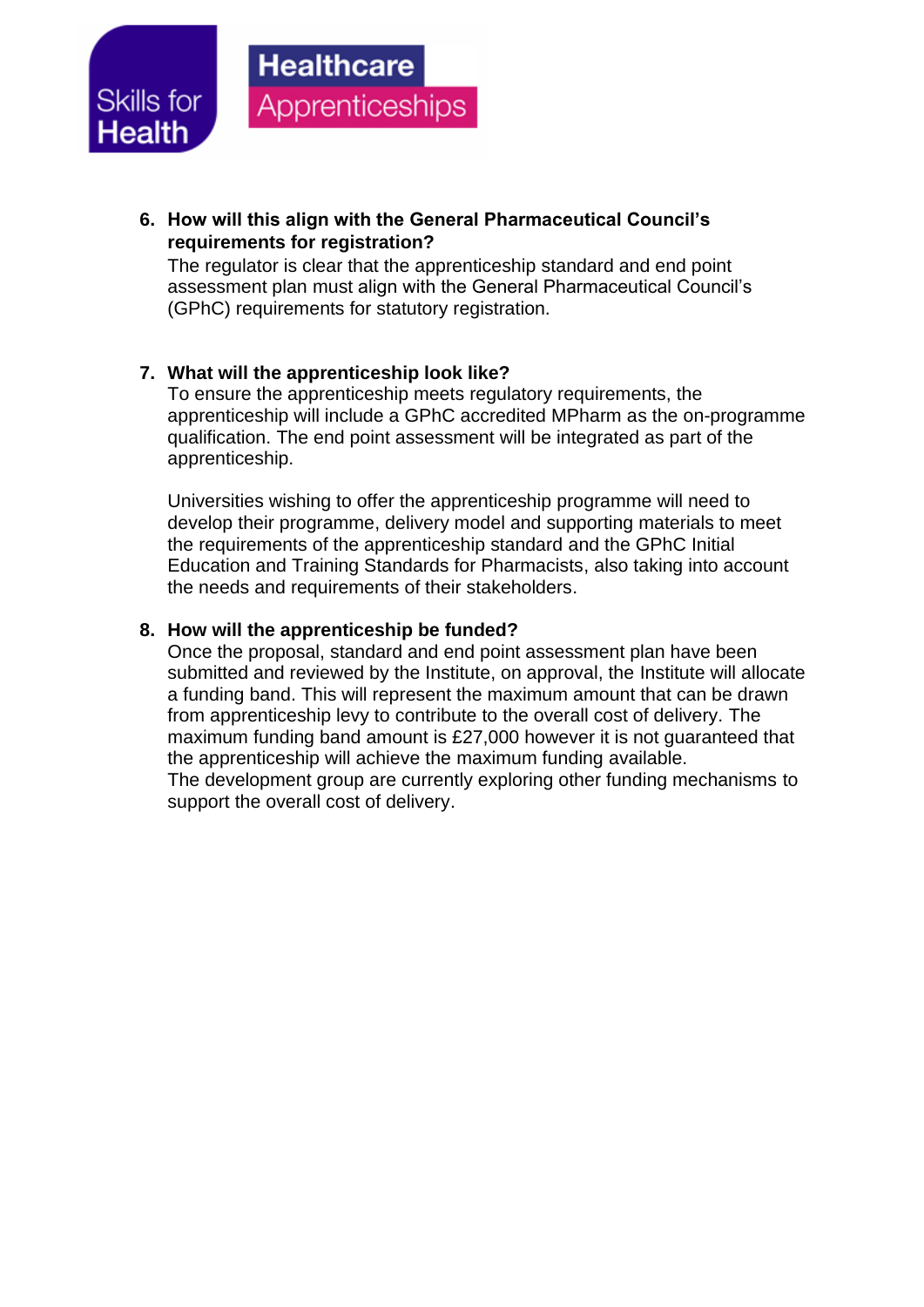6. **How will this align with the General Pharmaceutical Council's requirements for registration?**
   The regulator is clear that the apprenticeship standard and end point assessment plan must align with the General Pharmaceutical Council's (GPhC) requirements for statutory registration.

7. **What will the apprenticeship look like?**
   To ensure the apprenticeship meets regulatory requirements, the apprenticeship will include a GPhC accredited MPharm as the on-programme qualification. The end point assessment will be integrated as part of the apprenticeship.

   Universities wishing to offer the apprenticeship programme will need to develop their programme, delivery model and supporting materials to meet the requirements of the apprenticeship standard and the GPhC Initial Education and Training Standards for Pharmacists, also taking into account the needs and requirements of their stakeholders.

8. **How will the apprenticeship be funded?**
   Once the proposal, standard and end point assessment plan have been submitted and reviewed by the Institute, on approval, the Institute will allocate a funding band. This will represent the maximum amount that can be drawn from apprenticeship levy to contribute to the overall cost of delivery. The maximum funding band amount is £27,000 however it is not guaranteed that the apprenticeship will achieve the maximum funding available.
   The development group are currently exploring other funding mechanisms to support the overall cost of delivery.